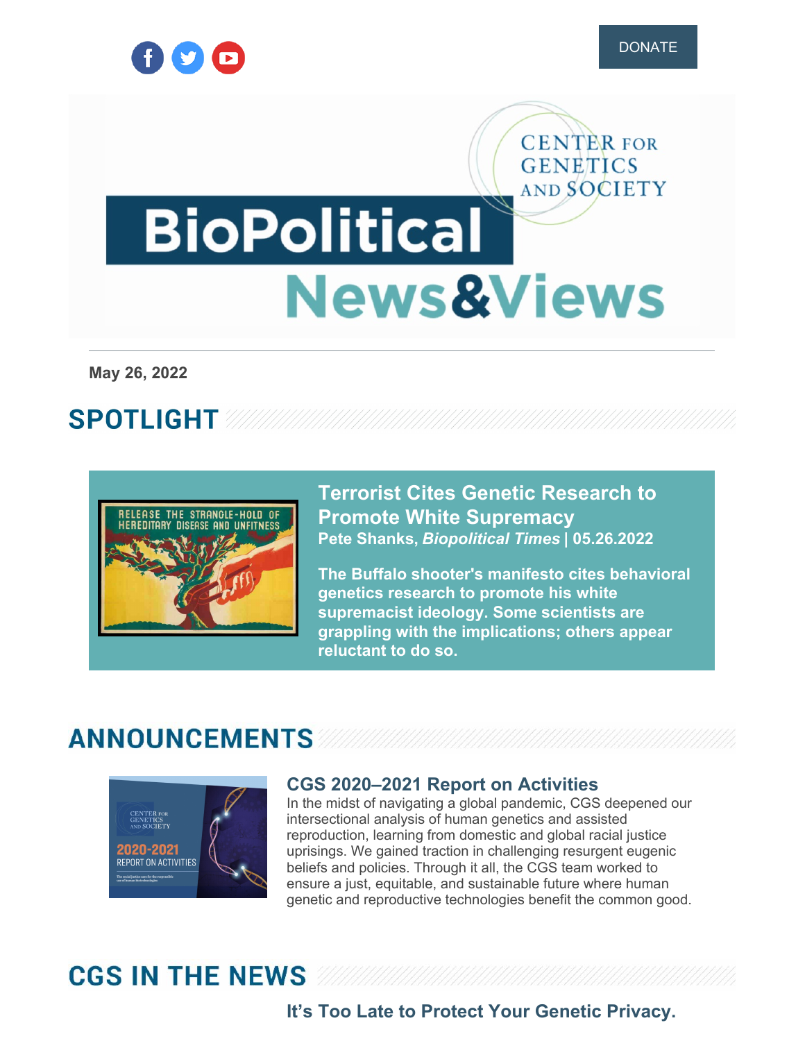DONATE

CENTER FOR GENETICS AND SOCIETY

# BioPolitical News&Views

**May 26, 2022**

## SPOTLIGHT

### Terrorist Cites Genetic Research to Promote White Supremacy

**Pete Shanks, *Biopolitical Times* | 05.26.2022**

**The Buffalo shooter's manifesto cites behavioral genetics research to promote his white supremacist ideology. Some scientists are grappling with the implications; others appear reluctant to do so.**

## ANNOUNCEMENTS

### CGS 2020–2021 Report on Activities

In the midst of navigating a global pandemic, CGS deepened our intersectional analysis of human genetics and assisted reproduction, learning from domestic and global racial justice uprisings. We gained traction in challenging resurgent eugenic beliefs and policies. Through it all, the CGS team worked to ensure a just, equitable, and sustainable future where human genetic and reproductive technologies benefit the common good.

## CGS IN THE NEWS

### It's Too Late to Protect Your Genetic Privacy.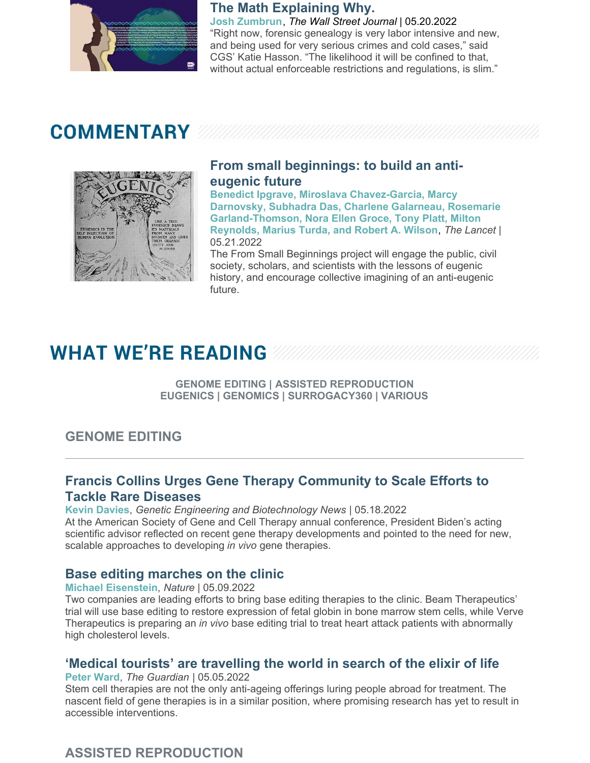### The Math Explaining Why.

**Josh Zumbrun**, *The Wall Street Journal* | 05.20.2022

"Right now, forensic genealogy is very labor intensive and new, and being used for very serious crimes and cold cases," said CGS' Katie Hasson. "The likelihood it will be confined to that, without actual enforceable restrictions and regulations, is slim."

## COMMENTARY

### From small beginnings: to build an anti-eugenic future

**Benedict Ipgrave, Miroslava Chavez-Garcia, Marcy Darnovsky, Subhadra Das, Charlene Galarneau, Rosemarie Garland-Thomson, Nora Ellen Groce, Tony Platt, Milton Reynolds, Marius Turda, and Robert A. Wilson**, *The Lancet* | 05.21.2022

The From Small Beginnings project will engage the public, civil society, scholars, and scientists with the lessons of eugenic history, and encourage collective imagining of an anti-eugenic future.

## WHAT WE'RE READING

**GENOME EDITING | ASSISTED REPRODUCTION**
**EUGENICS | GENOMICS | SURROGACY360 | VARIOUS**

### GENOME EDITING

---

### Francis Collins Urges Gene Therapy Community to Scale Efforts to Tackle Rare Diseases

**Kevin Davies**, *Genetic Engineering and Biotechnology News* | 05.18.2022

At the American Society of Gene and Cell Therapy annual conference, President Biden's acting scientific advisor reflected on recent gene therapy developments and pointed to the need for new, scalable approaches to developing *in vivo* gene therapies.

### Base editing marches on the clinic

**Michael Eisenstein**, *Nature* | 05.09.2022

Two companies are leading efforts to bring base editing therapies to the clinic. Beam Therapeutics' trial will use base editing to restore expression of fetal globin in bone marrow stem cells, while Verve Therapeutics is preparing an *in vivo* base editing trial to treat heart attack patients with abnormally high cholesterol levels.

### 'Medical tourists' are travelling the world in search of the elixir of life

**Peter Ward**, *The Guardian* | 05.05.2022

Stem cell therapies are not the only anti-ageing offerings luring people abroad for treatment. The nascent field of gene therapies is in a similar position, where promising research has yet to result in accessible interventions.

### ASSISTED REPRODUCTION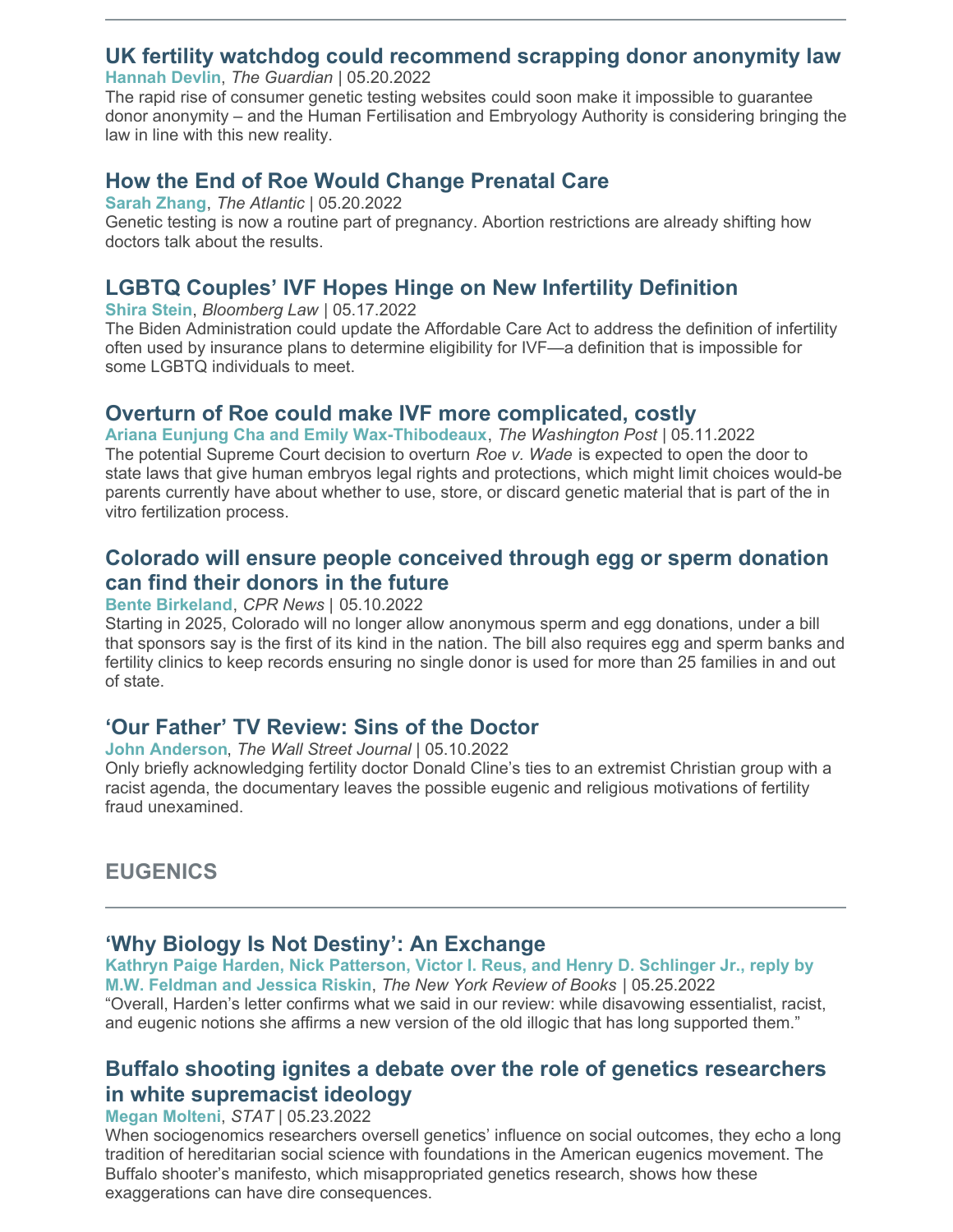### UK fertility watchdog could recommend scrapping donor anonymity law

**Hannah Devlin**, *The Guardian* | 05.20.2022

The rapid rise of consumer genetic testing websites could soon make it impossible to guarantee donor anonymity – and the Human Fertilisation and Embryology Authority is considering bringing the law in line with this new reality.

### How the End of Roe Would Change Prenatal Care

**Sarah Zhang**, *The Atlantic* | 05.20.2022

Genetic testing is now a routine part of pregnancy. Abortion restrictions are already shifting how doctors talk about the results.

### LGBTQ Couples' IVF Hopes Hinge on New Infertility Definition

**Shira Stein**, *Bloomberg Law* | 05.17.2022

The Biden Administration could update the Affordable Care Act to address the definition of infertility often used by insurance plans to determine eligibility for IVF—a definition that is impossible for some LGBTQ individuals to meet.

### Overturn of Roe could make IVF more complicated, costly

**Ariana Eunjung Cha and Emily Wax-Thibodeaux**, *The Washington Post* | 05.11.2022

The potential Supreme Court decision to overturn *Roe v. Wade* is expected to open the door to state laws that give human embryos legal rights and protections, which might limit choices would-be parents currently have about whether to use, store, or discard genetic material that is part of the in vitro fertilization process.

### Colorado will ensure people conceived through egg or sperm donation can find their donors in the future

**Bente Birkeland**, *CPR News* | 05.10.2022

Starting in 2025, Colorado will no longer allow anonymous sperm and egg donations, under a bill that sponsors say is the first of its kind in the nation. The bill also requires egg and sperm banks and fertility clinics to keep records ensuring no single donor is used for more than 25 families in and out of state.

### 'Our Father' TV Review: Sins of the Doctor

**John Anderson**, *The Wall Street Journal* | 05.10.2022

Only briefly acknowledging fertility doctor Donald Cline's ties to an extremist Christian group with a racist agenda, the documentary leaves the possible eugenic and religious motivations of fertility fraud unexamined.

## EUGENICS

### 'Why Biology Is Not Destiny': An Exchange

**Kathryn Paige Harden, Nick Patterson, Victor I. Reus, and Henry D. Schlinger Jr., reply by M.W. Feldman and Jessica Riskin**, *The New York Review of Books* | 05.25.2022

"Overall, Harden's letter confirms what we said in our review: while disavowing essentialist, racist, and eugenic notions she affirms a new version of the old illogic that has long supported them."

### Buffalo shooting ignites a debate over the role of genetics researchers in white supremacist ideology

**Megan Molteni**, *STAT* | 05.23.2022

When sociogenomics researchers oversell genetics' influence on social outcomes, they echo a long tradition of hereditarian social science with foundations in the American eugenics movement. The Buffalo shooter's manifesto, which misappropriated genetics research, shows how these exaggerations can have dire consequences.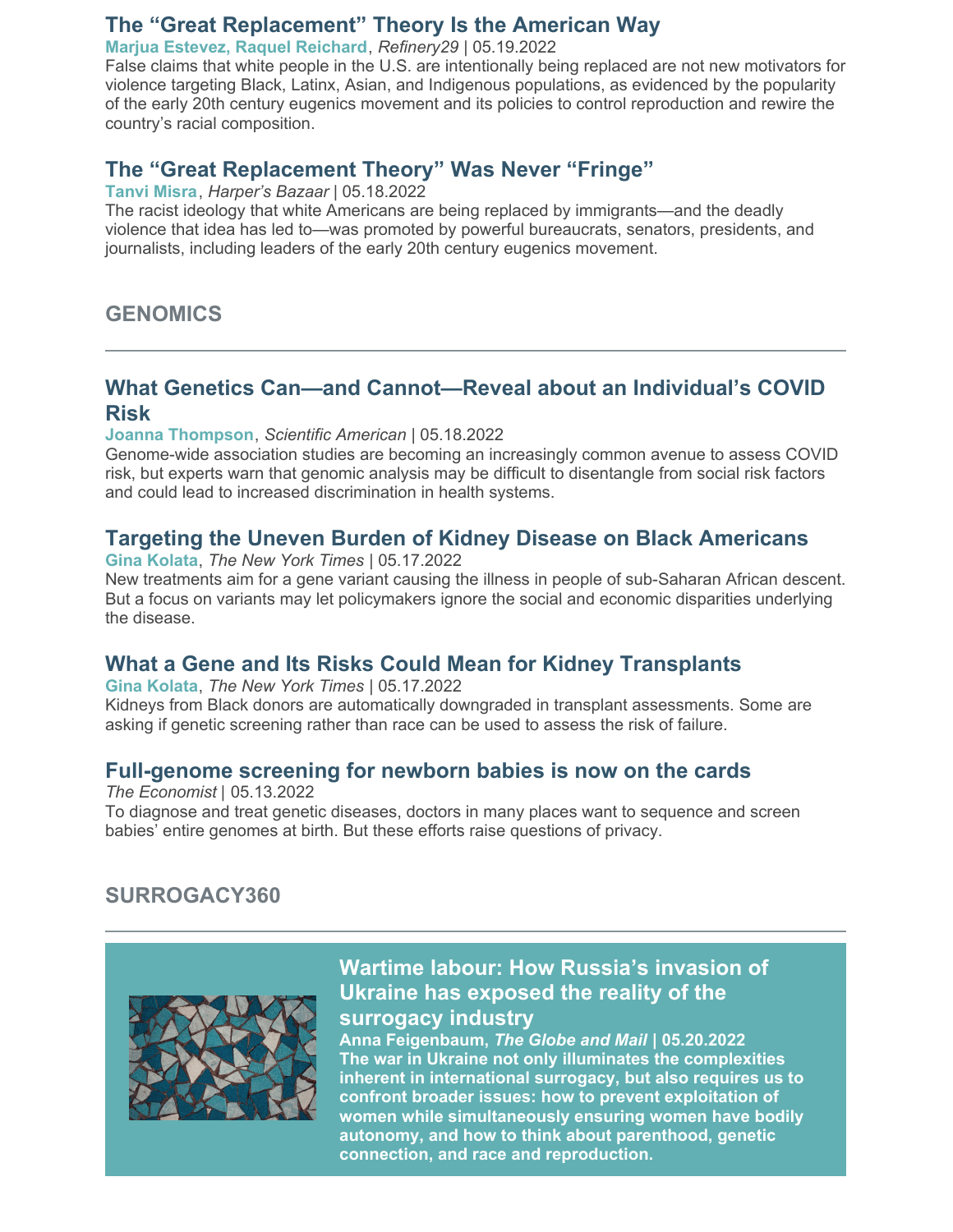### The "Great Replacement" Theory Is the American Way

**Marjua Estevez, Raquel Reichard**, *Refinery29* | 05.19.2022

False claims that white people in the U.S. are intentionally being replaced are not new motivators for violence targeting Black, Latinx, Asian, and Indigenous populations, as evidenced by the popularity of the early 20th century eugenics movement and its policies to control reproduction and rewire the country's racial composition.

### The "Great Replacement Theory" Was Never "Fringe"

**Tanvi Misra**, *Harper's Bazaar* | 05.18.2022

The racist ideology that white Americans are being replaced by immigrants—and the deadly violence that idea has led to—was promoted by powerful bureaucrats, senators, presidents, and journalists, including leaders of the early 20th century eugenics movement.

## GENOMICS

### What Genetics Can—and Cannot—Reveal about an Individual's COVID Risk

**Joanna Thompson**, *Scientific American* | 05.18.2022

Genome-wide association studies are becoming an increasingly common avenue to assess COVID risk, but experts warn that genomic analysis may be difficult to disentangle from social risk factors and could lead to increased discrimination in health systems.

### Targeting the Uneven Burden of Kidney Disease on Black Americans

**Gina Kolata**, *The New York Times* | 05.17.2022

New treatments aim for a gene variant causing the illness in people of sub-Saharan African descent. But a focus on variants may let policymakers ignore the social and economic disparities underlying the disease.

### What a Gene and Its Risks Could Mean for Kidney Transplants

**Gina Kolata**, *The New York Times* | 05.17.2022

Kidneys from Black donors are automatically downgraded in transplant assessments. Some are asking if genetic screening rather than race can be used to assess the risk of failure.

### Full-genome screening for newborn babies is now on the cards

*The Economist* | 05.13.2022

To diagnose and treat genetic diseases, doctors in many places want to sequence and screen babies' entire genomes at birth. But these efforts raise questions of privacy.

## SURROGACY360

### Wartime labour: How Russia's invasion of Ukraine has exposed the reality of the surrogacy industry

**Anna Feigenbaum, *The Globe and Mail* | 05.20.2022**

**The war in Ukraine not only illuminates the complexities inherent in international surrogacy, but also requires us to confront broader issues: how to prevent exploitation of women while simultaneously ensuring women have bodily autonomy, and how to think about parenthood, genetic connection, and race and reproduction.**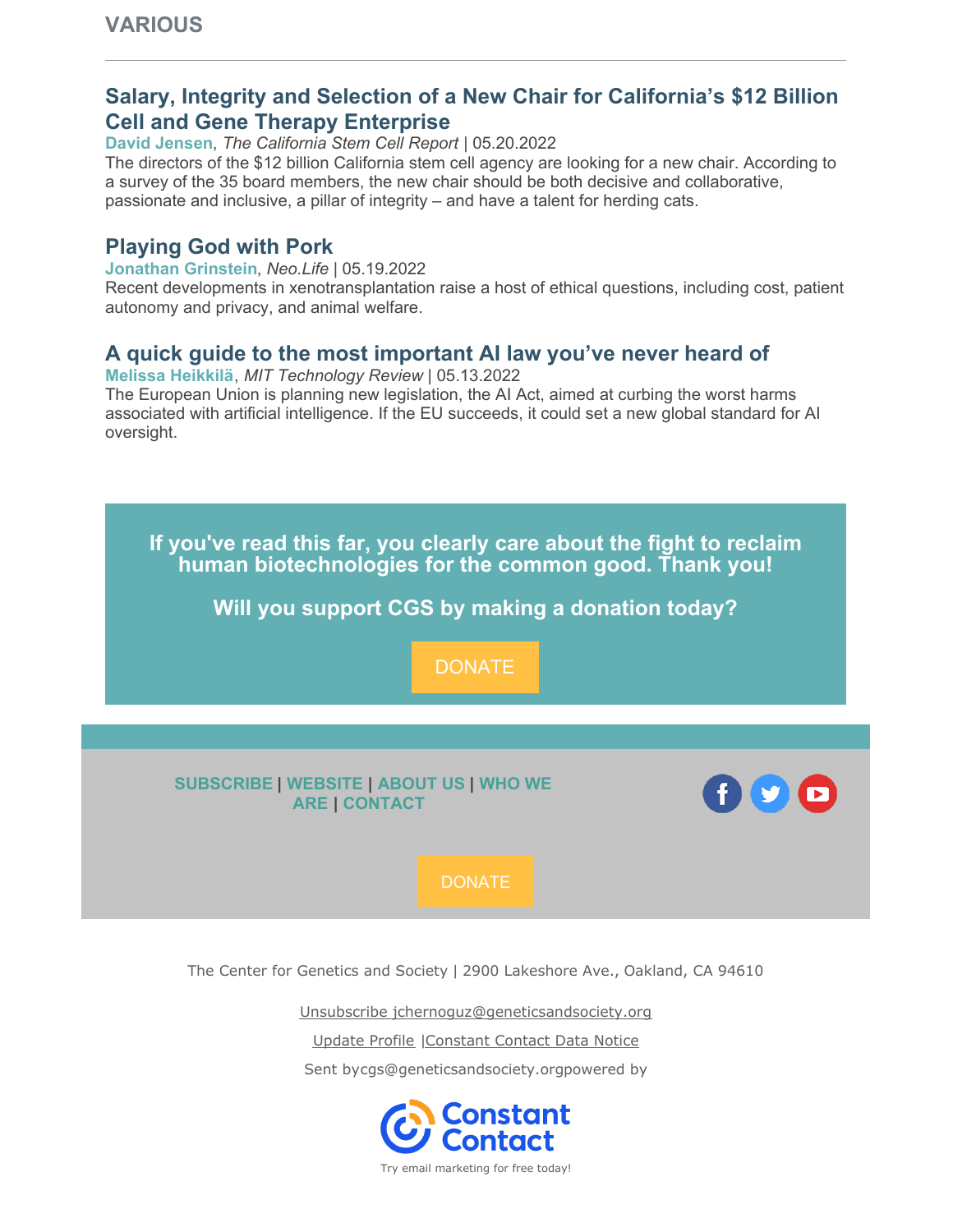## VARIOUS

### Salary, Integrity and Selection of a New Chair for California's $12 Billion Cell and Gene Therapy Enterprise

**David Jensen**, *The California Stem Cell Report* | 05.20.2022

The directors of the $12 billion California stem cell agency are looking for a new chair. According to a survey of the 35 board members, the new chair should be both decisive and collaborative, passionate and inclusive, a pillar of integrity – and have a talent for herding cats.

### Playing God with Pork

**Jonathan Grinstein**, *Neo.Life* | 05.19.2022

Recent developments in xenotransplantation raise a host of ethical questions, including cost, patient autonomy and privacy, and animal welfare.

### A quick guide to the most important AI law you've never heard of

**Melissa Heikkilä**, *MIT Technology Review* | 05.13.2022

The European Union is planning new legislation, the AI Act, aimed at curbing the worst harms associated with artificial intelligence. If the EU succeeds, it could set a new global standard for AI oversight.

**If you've read this far, you clearly care about the fight to reclaim human biotechnologies for the common good. Thank you!**

**Will you support CGS by making a donation today?**

DONATE

**SUBSCRIBE** | **WEBSITE** | **ABOUT US** | **WHO WE ARE** | **CONTACT**

DONATE

The Center for Genetics and Society | 2900 Lakeshore Ave., Oakland, CA 94610

Unsubscribe jchernoguz@geneticsandsociety.org

Update Profile |Constant Contact Data Notice

Sent bycgs@geneticsandsociety.orgpowered by

Constant Contact

Try email marketing for free today!